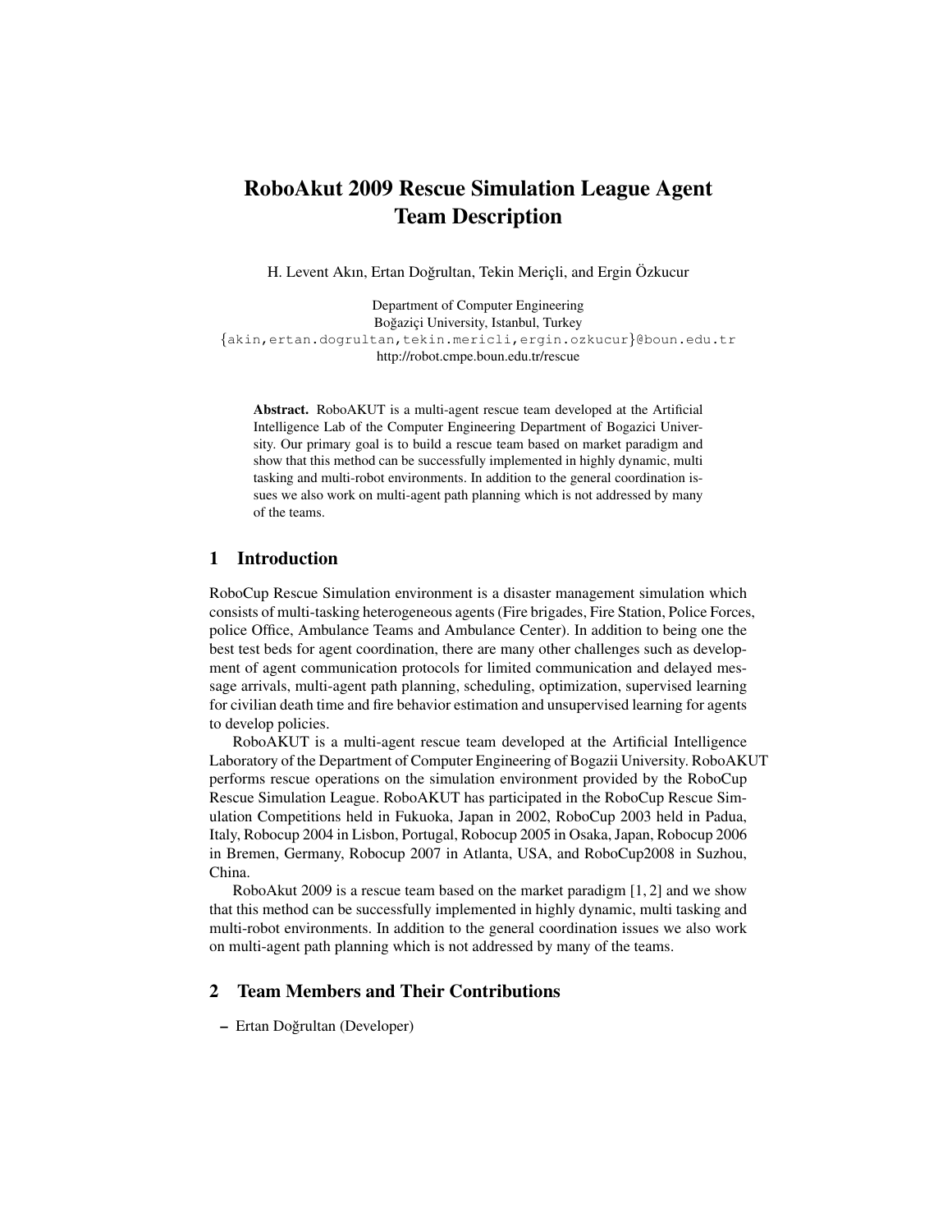# RoboAkut 2009 Rescue Simulation League Agent Team Description

H. Levent Akın, Ertan Doğrultan, Tekin Meriçli, and Ergin Özkucur

Department of Computer Engineering
Boğaziçi University, Istanbul, Turkey
{akin,ertan.dogrultan,tekin.mericli,ergin.ozkucur}@boun.edu.tr
http://robot.cmpe.boun.edu.tr/rescue

**Abstract.** RoboAKUT is a multi-agent rescue team developed at the Artificial Intelligence Lab of the Computer Engineering Department of Bogazici University. Our primary goal is to build a rescue team based on market paradigm and show that this method can be successfully implemented in highly dynamic, multi tasking and multi-robot environments. In addition to the general coordination issues we also work on multi-agent path planning which is not addressed by many of the teams.

## 1 Introduction

RoboCup Rescue Simulation environment is a disaster management simulation which consists of multi-tasking heterogeneous agents (Fire brigades, Fire Station, Police Forces, police Office, Ambulance Teams and Ambulance Center). In addition to being one the best test beds for agent coordination, there are many other challenges such as development of agent communication protocols for limited communication and delayed message arrivals, multi-agent path planning, scheduling, optimization, supervised learning for civilian death time and fire behavior estimation and unsupervised learning for agents to develop policies.

RoboAKUT is a multi-agent rescue team developed at the Artificial Intelligence Laboratory of the Department of Computer Engineering of Bogazii University. RoboAKUT performs rescue operations on the simulation environment provided by the RoboCup Rescue Simulation League. RoboAKUT has participated in the RoboCup Rescue Simulation Competitions held in Fukuoka, Japan in 2002, RoboCup 2003 held in Padua, Italy, Robocup 2004 in Lisbon, Portugal, Robocup 2005 in Osaka, Japan, Robocup 2006 in Bremen, Germany, Robocup 2007 in Atlanta, USA, and RoboCup2008 in Suzhou, China.

RoboAkut 2009 is a rescue team based on the market paradigm [1, 2] and we show that this method can be successfully implemented in highly dynamic, multi tasking and multi-robot environments. In addition to the general coordination issues we also work on multi-agent path planning which is not addressed by many of the teams.

## 2 Team Members and Their Contributions

- Ertan Doğrultan (Developer)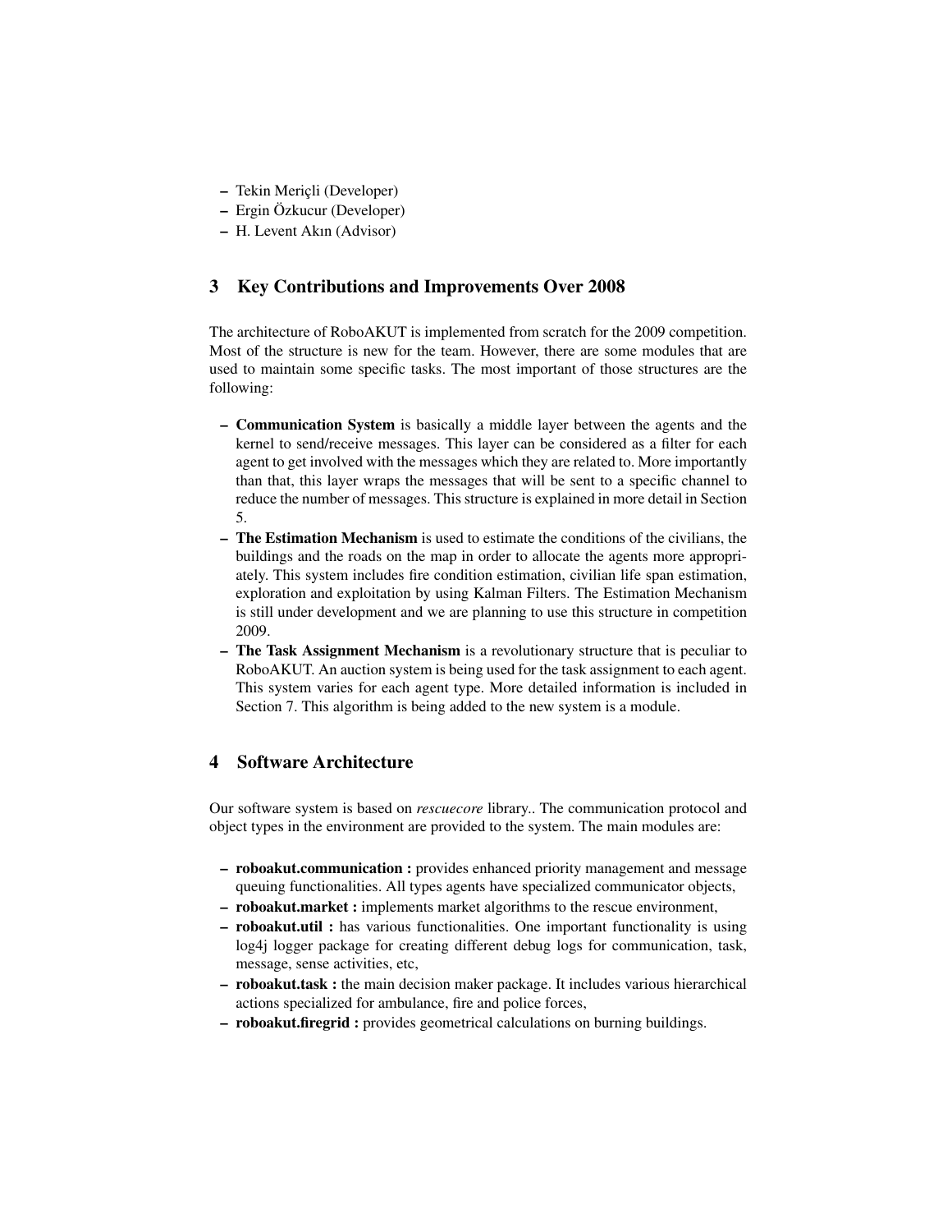- Tekin Meriçli (Developer)
- Ergin Özkucur (Developer)
- H. Levent Akın (Advisor)

## 3 Key Contributions and Improvements Over 2008

The architecture of RoboAKUT is implemented from scratch for the 2009 competition. Most of the structure is new for the team. However, there are some modules that are used to maintain some specific tasks. The most important of those structures are the following:

- **Communication System** is basically a middle layer between the agents and the kernel to send/receive messages. This layer can be considered as a filter for each agent to get involved with the messages which they are related to. More importantly than that, this layer wraps the messages that will be sent to a specific channel to reduce the number of messages. This structure is explained in more detail in Section 5.
- **The Estimation Mechanism** is used to estimate the conditions of the civilians, the buildings and the roads on the map in order to allocate the agents more appropriately. This system includes fire condition estimation, civilian life span estimation, exploration and exploitation by using Kalman Filters. The Estimation Mechanism is still under development and we are planning to use this structure in competition 2009.
- **The Task Assignment Mechanism** is a revolutionary structure that is peculiar to RoboAKUT. An auction system is being used for the task assignment to each agent. This system varies for each agent type. More detailed information is included in Section 7. This algorithm is being added to the new system is a module.

## 4 Software Architecture

Our software system is based on *rescuecore* library.. The communication protocol and object types in the environment are provided to the system. The main modules are:

- **roboakut.communication :** provides enhanced priority management and message queuing functionalities. All types agents have specialized communicator objects,
- **roboakut.market :** implements market algorithms to the rescue environment,
- **roboakut.util :** has various functionalities. One important functionality is using log4j logger package for creating different debug logs for communication, task, message, sense activities, etc,
- **roboakut.task :** the main decision maker package. It includes various hierarchical actions specialized for ambulance, fire and police forces,
- **roboakut.firegrid :** provides geometrical calculations on burning buildings.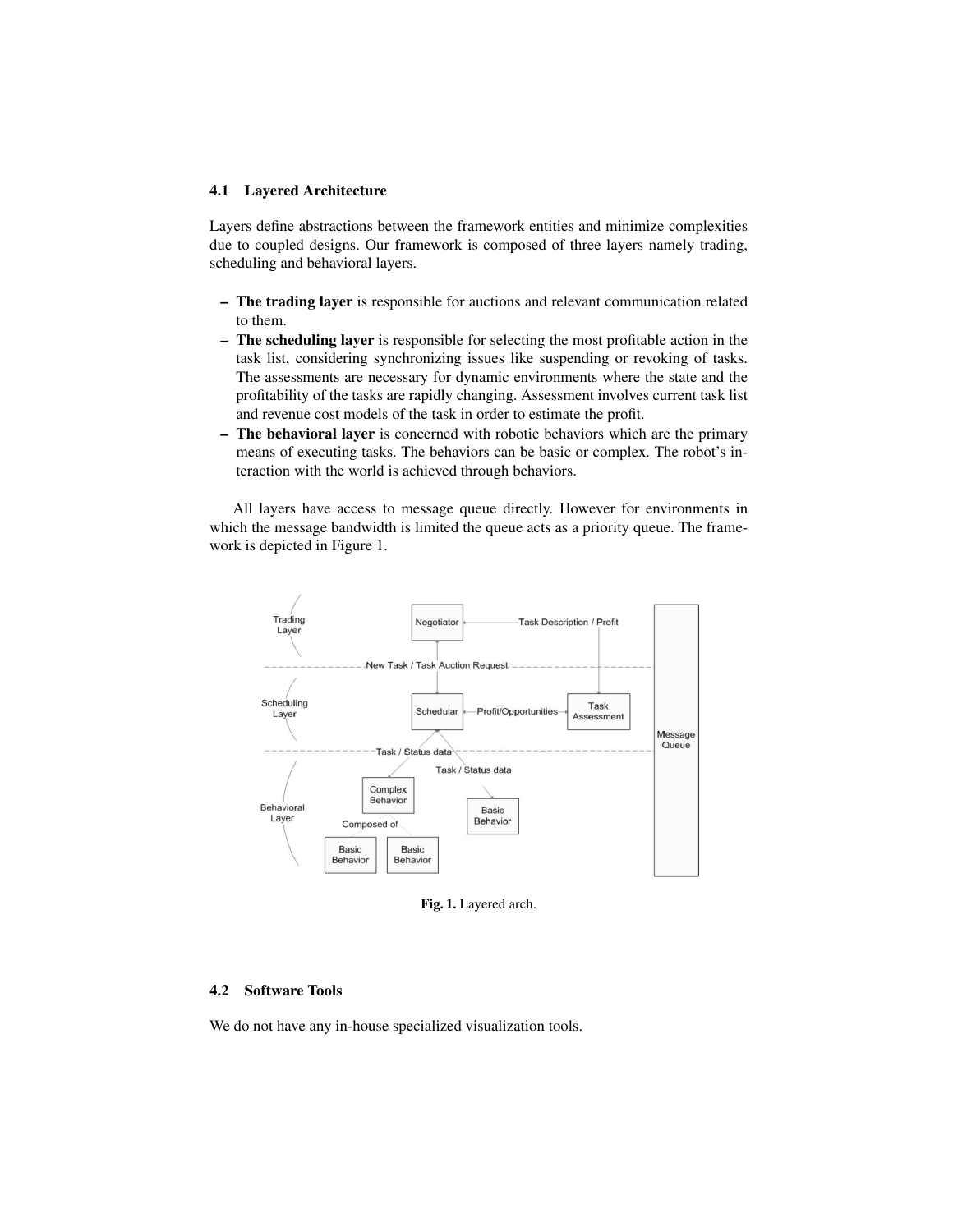### 4.1 Layered Architecture

Layers define abstractions between the framework entities and minimize complexities due to coupled designs. Our framework is composed of three layers namely trading, scheduling and behavioral layers.

- **The trading layer** is responsible for auctions and relevant communication related to them.
- **The scheduling layer** is responsible for selecting the most profitable action in the task list, considering synchronizing issues like suspending or revoking of tasks. The assessments are necessary for dynamic environments where the state and the profitability of the tasks are rapidly changing. Assessment involves current task list and revenue cost models of the task in order to estimate the profit.
- **The behavioral layer** is concerned with robotic behaviors which are the primary means of executing tasks. The behaviors can be basic or complex. The robot's interaction with the world is achieved through behaviors.

All layers have access to message queue directly. However for environments in which the message bandwidth is limited the queue acts as a priority queue. The framework is depicted in Figure 1.

**Fig. 1.** Layered arch.

### 4.2 Software Tools

We do not have any in-house specialized visualization tools.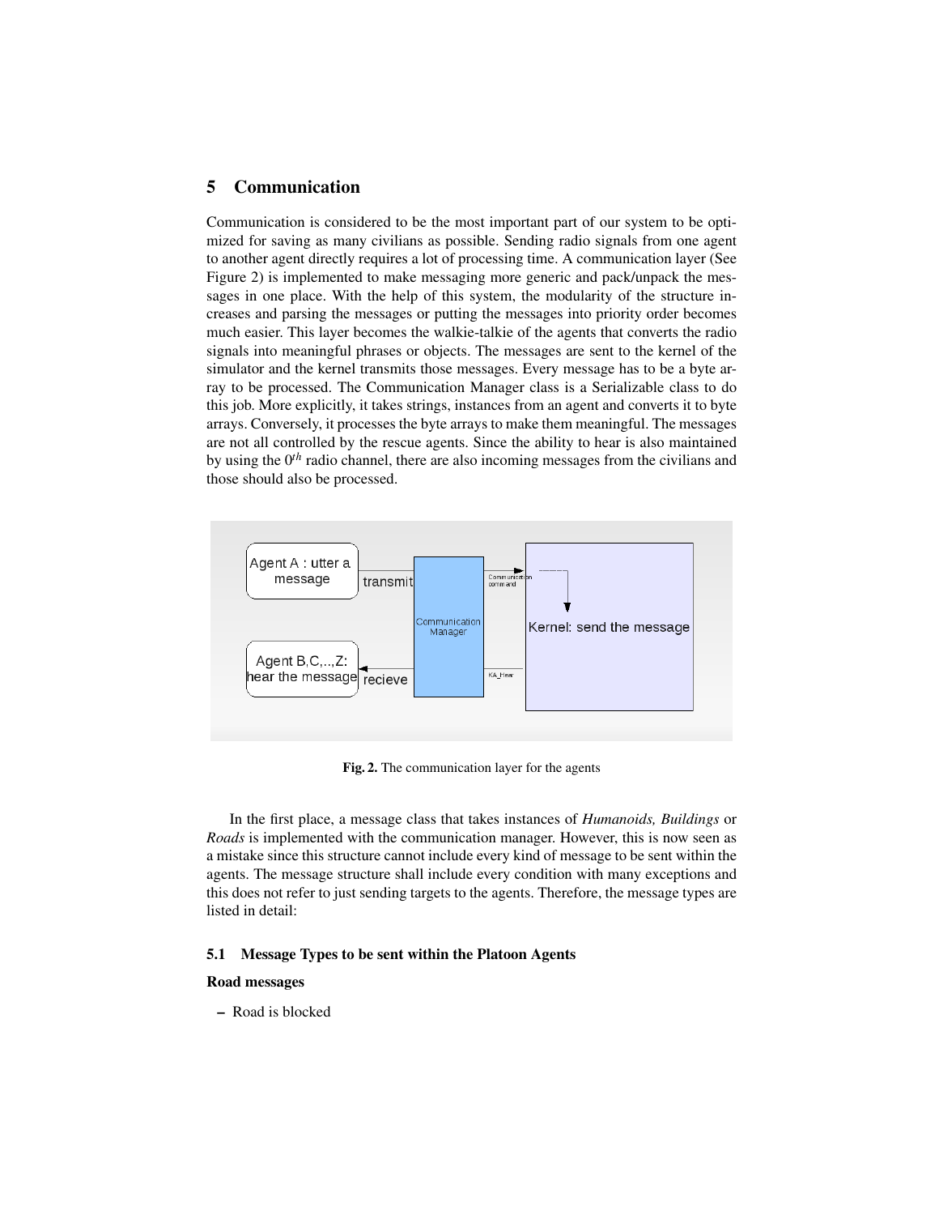## 5 Communication

Communication is considered to be the most important part of our system to be optimized for saving as many civilians as possible. Sending radio signals from one agent to another agent directly requires a lot of processing time. A communication layer (See Figure 2) is implemented to make messaging more generic and pack/unpack the messages in one place. With the help of this system, the modularity of the structure increases and parsing the messages or putting the messages into priority order becomes much easier. This layer becomes the walkie-talkie of the agents that converts the radio signals into meaningful phrases or objects. The messages are sent to the kernel of the simulator and the kernel transmits those messages. Every message has to be a byte array to be processed. The Communication Manager class is a Serializable class to do this job. More explicitly, it takes strings, instances from an agent and converts it to byte arrays. Conversely, it processes the byte arrays to make them meaningful. The messages are not all controlled by the rescue agents. Since the ability to hear is also maintained by using the $0^{th}$ radio channel, there are also incoming messages from the civilians and those should also be processed.

**Fig. 2.** The communication layer for the agents

In the first place, a message class that takes instances of *Humanoids, Buildings* or *Roads* is implemented with the communication manager. However, this is now seen as a mistake since this structure cannot include every kind of message to be sent within the agents. The message structure shall include every condition with many exceptions and this does not refer to just sending targets to the agents. Therefore, the message types are listed in detail:

### 5.1 Message Types to be sent within the Platoon Agents

**Road messages**

– Road is blocked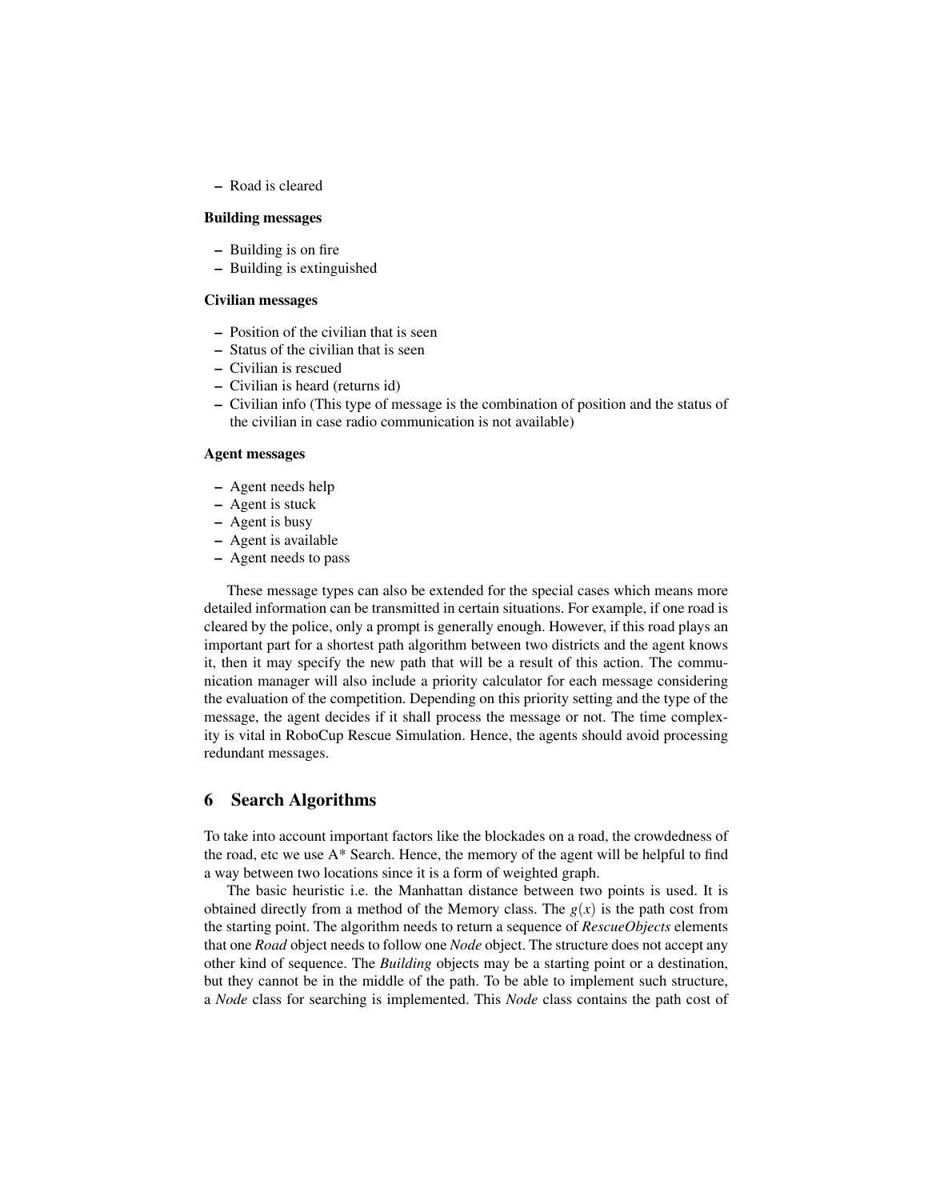– Road is cleared

**Building messages**

– Building is on fire
– Building is extinguished

**Civilian messages**

– Position of the civilian that is seen
– Status of the civilian that is seen
– Civilian is rescued
– Civilian is heard (returns id)
– Civilian info (This type of message is the combination of position and the status of the civilian in case radio communication is not available)

**Agent messages**

– Agent needs help
– Agent is stuck
– Agent is busy
– Agent is available
– Agent needs to pass

These message types can also be extended for the special cases which means more detailed information can be transmitted in certain situations. For example, if one road is cleared by the police, only a prompt is generally enough. However, if this road plays an important part for a shortest path algorithm between two districts and the agent knows it, then it may specify the new path that will be a result of this action. The communication manager will also include a priority calculator for each message considering the evaluation of the competition. Depending on this priority setting and the type of the message, the agent decides if it shall process the message or not. The time complexity is vital in RoboCup Rescue Simulation. Hence, the agents should avoid processing redundant messages.

## 6 Search Algorithms

To take into account important factors like the blockades on a road, the crowdedness of the road, etc we use A* Search. Hence, the memory of the agent will be helpful to find a way between two locations since it is a form of weighted graph.

The basic heuristic i.e. the Manhattan distance between two points is used. It is obtained directly from a method of the Memory class. The $g(x)$ is the path cost from the starting point. The algorithm needs to return a sequence of *RescueObjects* elements that one *Road* object needs to follow one *Node* object. The structure does not accept any other kind of sequence. The *Building* objects may be a starting point or a destination, but they cannot be in the middle of the path. To be able to implement such structure, a *Node* class for searching is implemented. This *Node* class contains the path cost of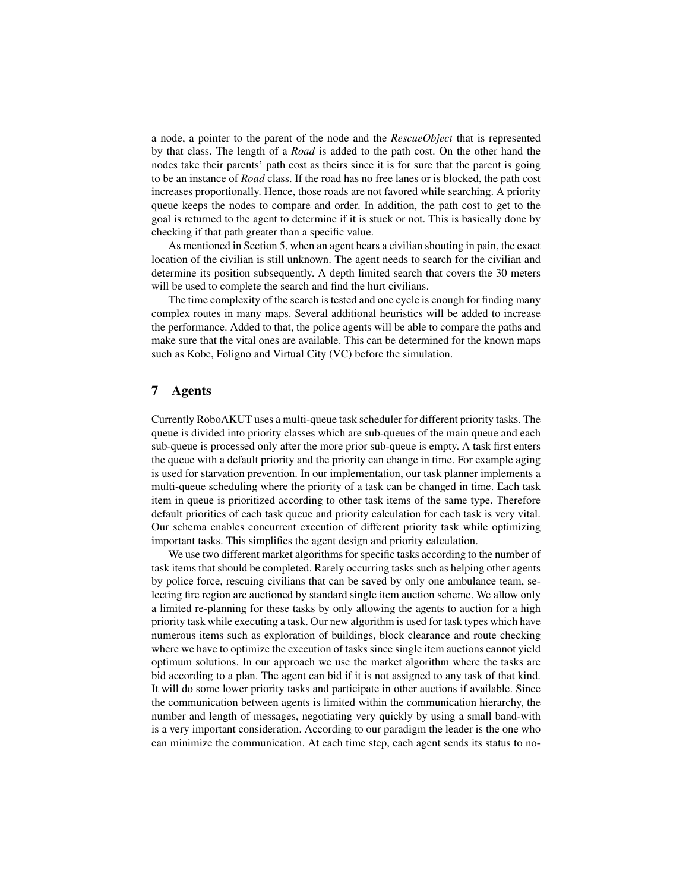a node, a pointer to the parent of the node and the *RescueObject* that is represented by that class. The length of a *Road* is added to the path cost. On the other hand the nodes take their parents' path cost as theirs since it is for sure that the parent is going to be an instance of *Road* class. If the road has no free lanes or is blocked, the path cost increases proportionally. Hence, those roads are not favored while searching. A priority queue keeps the nodes to compare and order. In addition, the path cost to get to the goal is returned to the agent to determine if it is stuck or not. This is basically done by checking if that path greater than a specific value.

As mentioned in Section 5, when an agent hears a civilian shouting in pain, the exact location of the civilian is still unknown. The agent needs to search for the civilian and determine its position subsequently. A depth limited search that covers the 30 meters will be used to complete the search and find the hurt civilians.

The time complexity of the search is tested and one cycle is enough for finding many complex routes in many maps. Several additional heuristics will be added to increase the performance. Added to that, the police agents will be able to compare the paths and make sure that the vital ones are available. This can be determined for the known maps such as Kobe, Foligno and Virtual City (VC) before the simulation.

## 7 Agents

Currently RoboAKUT uses a multi-queue task scheduler for different priority tasks. The queue is divided into priority classes which are sub-queues of the main queue and each sub-queue is processed only after the more prior sub-queue is empty. A task first enters the queue with a default priority and the priority can change in time. For example aging is used for starvation prevention. In our implementation, our task planner implements a multi-queue scheduling where the priority of a task can be changed in time. Each task item in queue is prioritized according to other task items of the same type. Therefore default priorities of each task queue and priority calculation for each task is very vital. Our schema enables concurrent execution of different priority task while optimizing important tasks. This simplifies the agent design and priority calculation.

We use two different market algorithms for specific tasks according to the number of task items that should be completed. Rarely occurring tasks such as helping other agents by police force, rescuing civilians that can be saved by only one ambulance team, selecting fire region are auctioned by standard single item auction scheme. We allow only a limited re-planning for these tasks by only allowing the agents to auction for a high priority task while executing a task. Our new algorithm is used for task types which have numerous items such as exploration of buildings, block clearance and route checking where we have to optimize the execution of tasks since single item auctions cannot yield optimum solutions. In our approach we use the market algorithm where the tasks are bid according to a plan. The agent can bid if it is not assigned to any task of that kind. It will do some lower priority tasks and participate in other auctions if available. Since the communication between agents is limited within the communication hierarchy, the number and length of messages, negotiating very quickly by using a small band-with is a very important consideration. According to our paradigm the leader is the one who can minimize the communication. At each time step, each agent sends its status to no-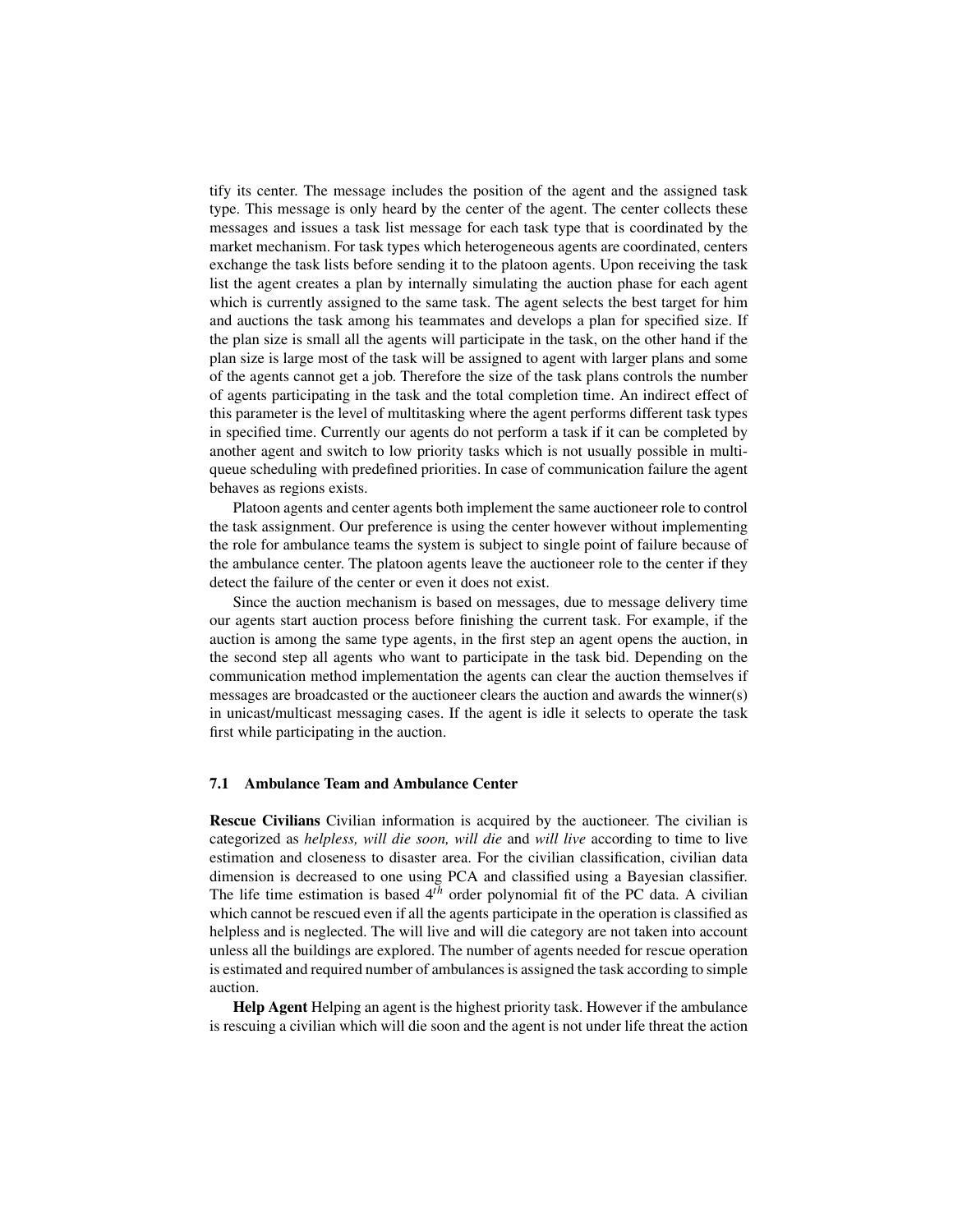tify its center. The message includes the position of the agent and the assigned task type. This message is only heard by the center of the agent. The center collects these messages and issues a task list message for each task type that is coordinated by the market mechanism. For task types which heterogeneous agents are coordinated, centers exchange the task lists before sending it to the platoon agents. Upon receiving the task list the agent creates a plan by internally simulating the auction phase for each agent which is currently assigned to the same task. The agent selects the best target for him and auctions the task among his teammates and develops a plan for specified size. If the plan size is small all the agents will participate in the task, on the other hand if the plan size is large most of the task will be assigned to agent with larger plans and some of the agents cannot get a job. Therefore the size of the task plans controls the number of agents participating in the task and the total completion time. An indirect effect of this parameter is the level of multitasking where the agent performs different task types in specified time. Currently our agents do not perform a task if it can be completed by another agent and switch to low priority tasks which is not usually possible in multi-queue scheduling with predefined priorities. In case of communication failure the agent behaves as regions exists.

Platoon agents and center agents both implement the same auctioneer role to control the task assignment. Our preference is using the center however without implementing the role for ambulance teams the system is subject to single point of failure because of the ambulance center. The platoon agents leave the auctioneer role to the center if they detect the failure of the center or even it does not exist.

Since the auction mechanism is based on messages, due to message delivery time our agents start auction process before finishing the current task. For example, if the auction is among the same type agents, in the first step an agent opens the auction, in the second step all agents who want to participate in the task bid. Depending on the communication method implementation the agents can clear the auction themselves if messages are broadcasted or the auctioneer clears the auction and awards the winner(s) in unicast/multicast messaging cases. If the agent is idle it selects to operate the task first while participating in the auction.

### 7.1 Ambulance Team and Ambulance Center

**Rescue Civilians** Civilian information is acquired by the auctioneer. The civilian is categorized as *helpless, will die soon, will die* and *will live* according to time to live estimation and closeness to disaster area. For the civilian classification, civilian data dimension is decreased to one using PCA and classified using a Bayesian classifier. The life time estimation is based $4^{th}$ order polynomial fit of the PC data. A civilian which cannot be rescued even if all the agents participate in the operation is classified as helpless and is neglected. The will live and will die category are not taken into account unless all the buildings are explored. The number of agents needed for rescue operation is estimated and required number of ambulances is assigned the task according to simple auction.

**Help Agent** Helping an agent is the highest priority task. However if the ambulance is rescuing a civilian which will die soon and the agent is not under life threat the action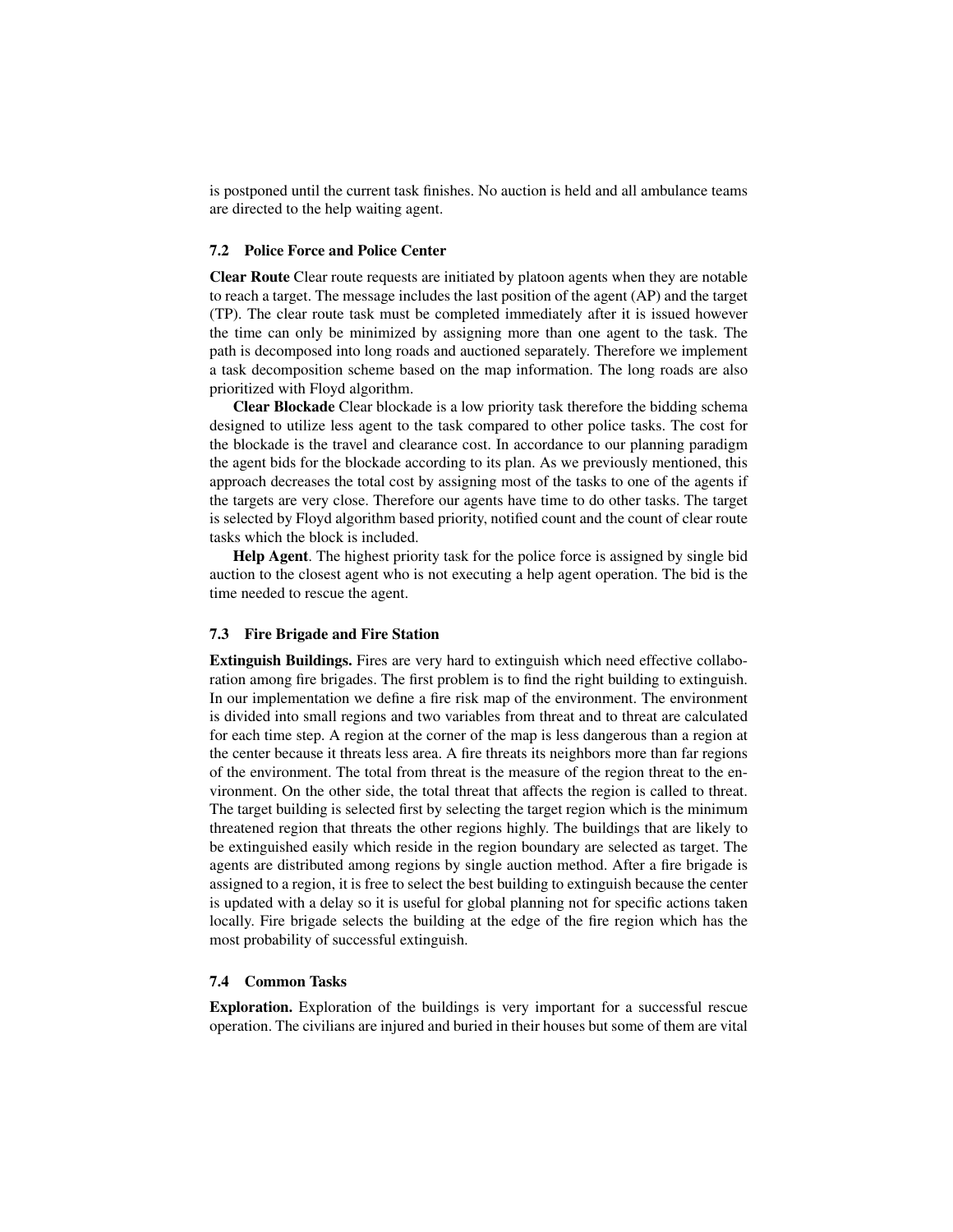is postponed until the current task finishes. No auction is held and all ambulance teams are directed to the help waiting agent.

### 7.2 Police Force and Police Center

**Clear Route** Clear route requests are initiated by platoon agents when they are notable to reach a target. The message includes the last position of the agent (AP) and the target (TP). The clear route task must be completed immediately after it is issued however the time can only be minimized by assigning more than one agent to the task. The path is decomposed into long roads and auctioned separately. Therefore we implement a task decomposition scheme based on the map information. The long roads are also prioritized with Floyd algorithm.

**Clear Blockade** Clear blockade is a low priority task therefore the bidding schema designed to utilize less agent to the task compared to other police tasks. The cost for the blockade is the travel and clearance cost. In accordance to our planning paradigm the agent bids for the blockade according to its plan. As we previously mentioned, this approach decreases the total cost by assigning most of the tasks to one of the agents if the targets are very close. Therefore our agents have time to do other tasks. The target is selected by Floyd algorithm based priority, notified count and the count of clear route tasks which the block is included.

**Help Agent**. The highest priority task for the police force is assigned by single bid auction to the closest agent who is not executing a help agent operation. The bid is the time needed to rescue the agent.

### 7.3 Fire Brigade and Fire Station

**Extinguish Buildings.** Fires are very hard to extinguish which need effective collaboration among fire brigades. The first problem is to find the right building to extinguish. In our implementation we define a fire risk map of the environment. The environment is divided into small regions and two variables from threat and to threat are calculated for each time step. A region at the corner of the map is less dangerous than a region at the center because it threats less area. A fire threats its neighbors more than far regions of the environment. The total from threat is the measure of the region threat to the environment. On the other side, the total threat that affects the region is called to threat. The target building is selected first by selecting the target region which is the minimum threatened region that threats the other regions highly. The buildings that are likely to be extinguished easily which reside in the region boundary are selected as target. The agents are distributed among regions by single auction method. After a fire brigade is assigned to a region, it is free to select the best building to extinguish because the center is updated with a delay so it is useful for global planning not for specific actions taken locally. Fire brigade selects the building at the edge of the fire region which has the most probability of successful extinguish.

### 7.4 Common Tasks

**Exploration.** Exploration of the buildings is very important for a successful rescue operation. The civilians are injured and buried in their houses but some of them are vital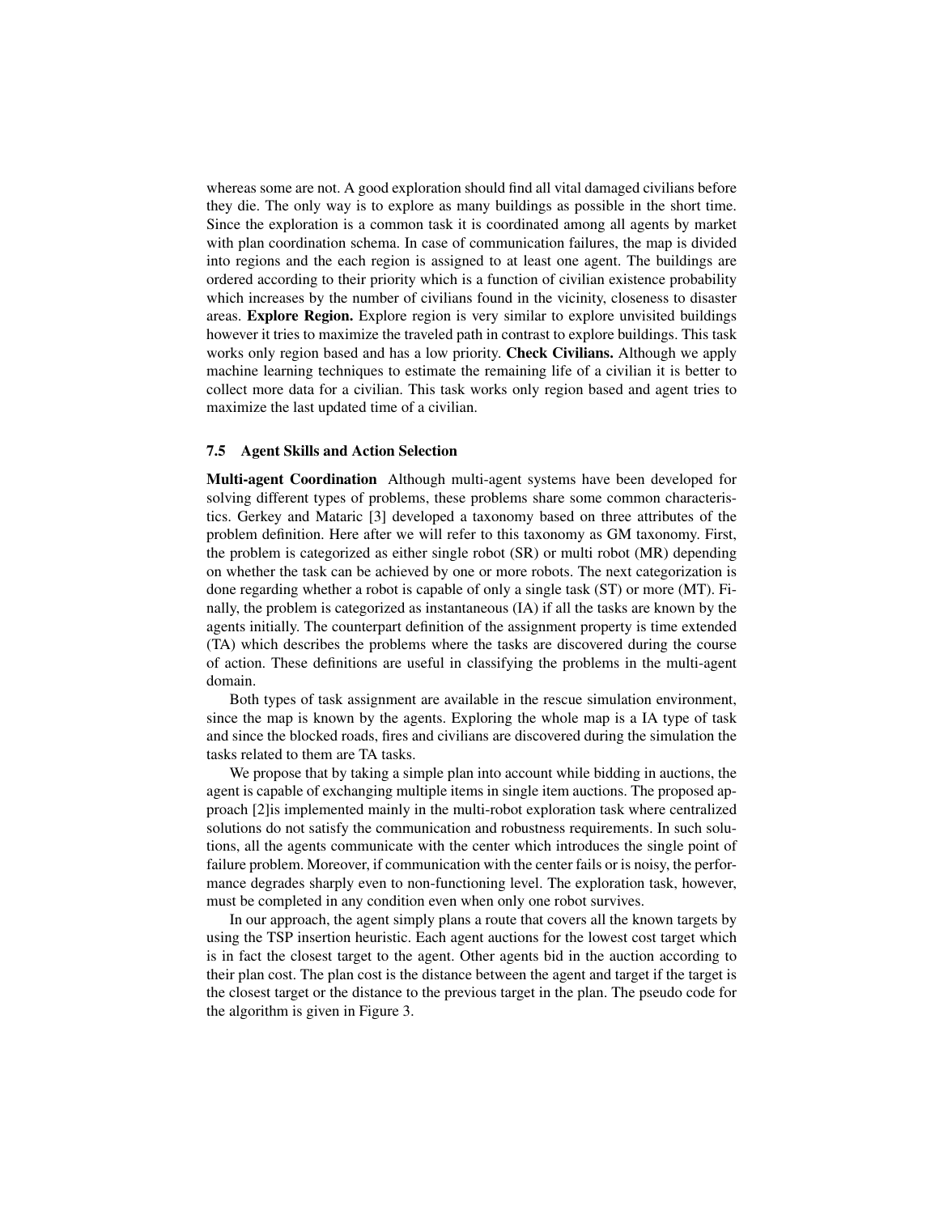whereas some are not. A good exploration should find all vital damaged civilians before they die. The only way is to explore as many buildings as possible in the short time. Since the exploration is a common task it is coordinated among all agents by market with plan coordination schema. In case of communication failures, the map is divided into regions and the each region is assigned to at least one agent. The buildings are ordered according to their priority which is a function of civilian existence probability which increases by the number of civilians found in the vicinity, closeness to disaster areas. **Explore Region.** Explore region is very similar to explore unvisited buildings however it tries to maximize the traveled path in contrast to explore buildings. This task works only region based and has a low priority. **Check Civilians.** Although we apply machine learning techniques to estimate the remaining life of a civilian it is better to collect more data for a civilian. This task works only region based and agent tries to maximize the last updated time of a civilian.

### 7.5 Agent Skills and Action Selection

**Multi-agent Coordination** Although multi-agent systems have been developed for solving different types of problems, these problems share some common characteristics. Gerkey and Mataric [3] developed a taxonomy based on three attributes of the problem definition. Here after we will refer to this taxonomy as GM taxonomy. First, the problem is categorized as either single robot (SR) or multi robot (MR) depending on whether the task can be achieved by one or more robots. The next categorization is done regarding whether a robot is capable of only a single task (ST) or more (MT). Finally, the problem is categorized as instantaneous (IA) if all the tasks are known by the agents initially. The counterpart definition of the assignment property is time extended (TA) which describes the problems where the tasks are discovered during the course of action. These definitions are useful in classifying the problems in the multi-agent domain.

Both types of task assignment are available in the rescue simulation environment, since the map is known by the agents. Exploring the whole map is a IA type of task and since the blocked roads, fires and civilians are discovered during the simulation the tasks related to them are TA tasks.

We propose that by taking a simple plan into account while bidding in auctions, the agent is capable of exchanging multiple items in single item auctions. The proposed approach [2]is implemented mainly in the multi-robot exploration task where centralized solutions do not satisfy the communication and robustness requirements. In such solutions, all the agents communicate with the center which introduces the single point of failure problem. Moreover, if communication with the center fails or is noisy, the performance degrades sharply even to non-functioning level. The exploration task, however, must be completed in any condition even when only one robot survives.

In our approach, the agent simply plans a route that covers all the known targets by using the TSP insertion heuristic. Each agent auctions for the lowest cost target which is in fact the closest target to the agent. Other agents bid in the auction according to their plan cost. The plan cost is the distance between the agent and target if the target is the closest target or the distance to the previous target in the plan. The pseudo code for the algorithm is given in Figure 3.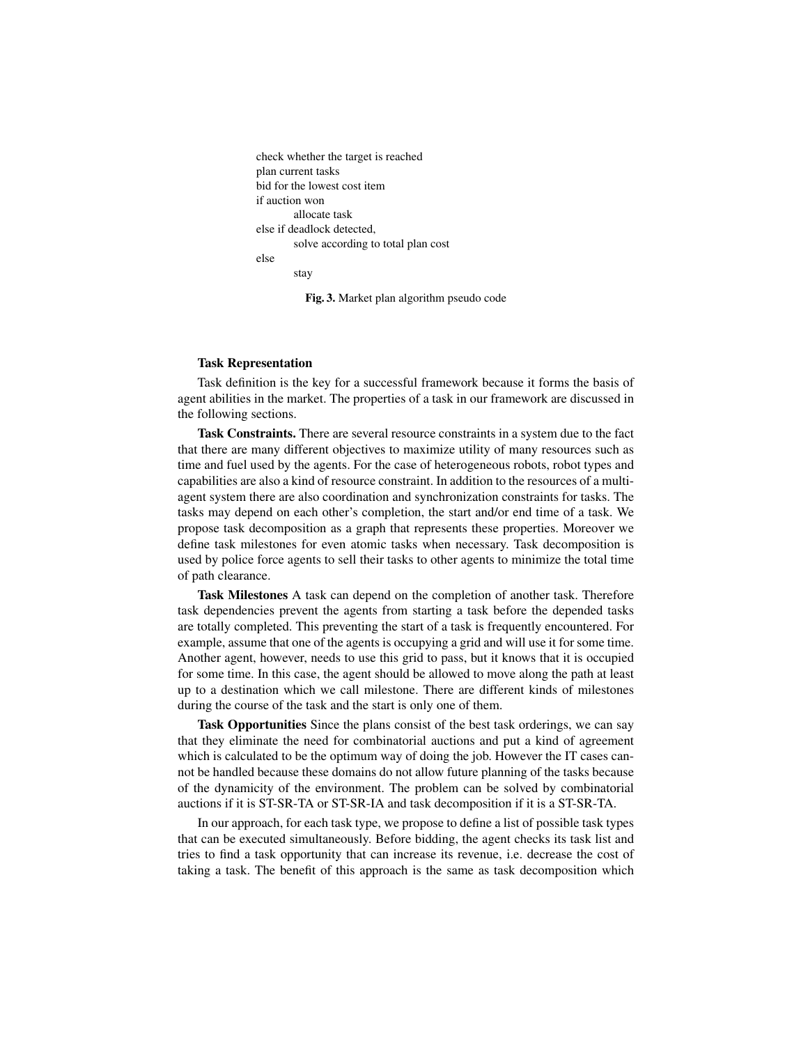```
check whether the target is reached
plan current tasks
bid for the lowest cost item
if auction won
        allocate task
else if deadlock detected,
        solve according to total plan cost
else
        stay
```

**Fig. 3.** Market plan algorithm pseudo code

**Task Representation**

Task definition is the key for a successful framework because it forms the basis of agent abilities in the market. The properties of a task in our framework are discussed in the following sections.

**Task Constraints.** There are several resource constraints in a system due to the fact that there are many different objectives to maximize utility of many resources such as time and fuel used by the agents. For the case of heterogeneous robots, robot types and capabilities are also a kind of resource constraint. In addition to the resources of a multi-agent system there are also coordination and synchronization constraints for tasks. The tasks may depend on each other's completion, the start and/or end time of a task. We propose task decomposition as a graph that represents these properties. Moreover we define task milestones for even atomic tasks when necessary. Task decomposition is used by police force agents to sell their tasks to other agents to minimize the total time of path clearance.

**Task Milestones** A task can depend on the completion of another task. Therefore task dependencies prevent the agents from starting a task before the depended tasks are totally completed. This preventing the start of a task is frequently encountered. For example, assume that one of the agents is occupying a grid and will use it for some time. Another agent, however, needs to use this grid to pass, but it knows that it is occupied for some time. In this case, the agent should be allowed to move along the path at least up to a destination which we call milestone. There are different kinds of milestones during the course of the task and the start is only one of them.

**Task Opportunities** Since the plans consist of the best task orderings, we can say that they eliminate the need for combinatorial auctions and put a kind of agreement which is calculated to be the optimum way of doing the job. However the IT cases cannot be handled because these domains do not allow future planning of the tasks because of the dynamicity of the environment. The problem can be solved by combinatorial auctions if it is ST-SR-TA or ST-SR-IA and task decomposition if it is a ST-SR-TA.

In our approach, for each task type, we propose to define a list of possible task types that can be executed simultaneously. Before bidding, the agent checks its task list and tries to find a task opportunity that can increase its revenue, i.e. decrease the cost of taking a task. The benefit of this approach is the same as task decomposition which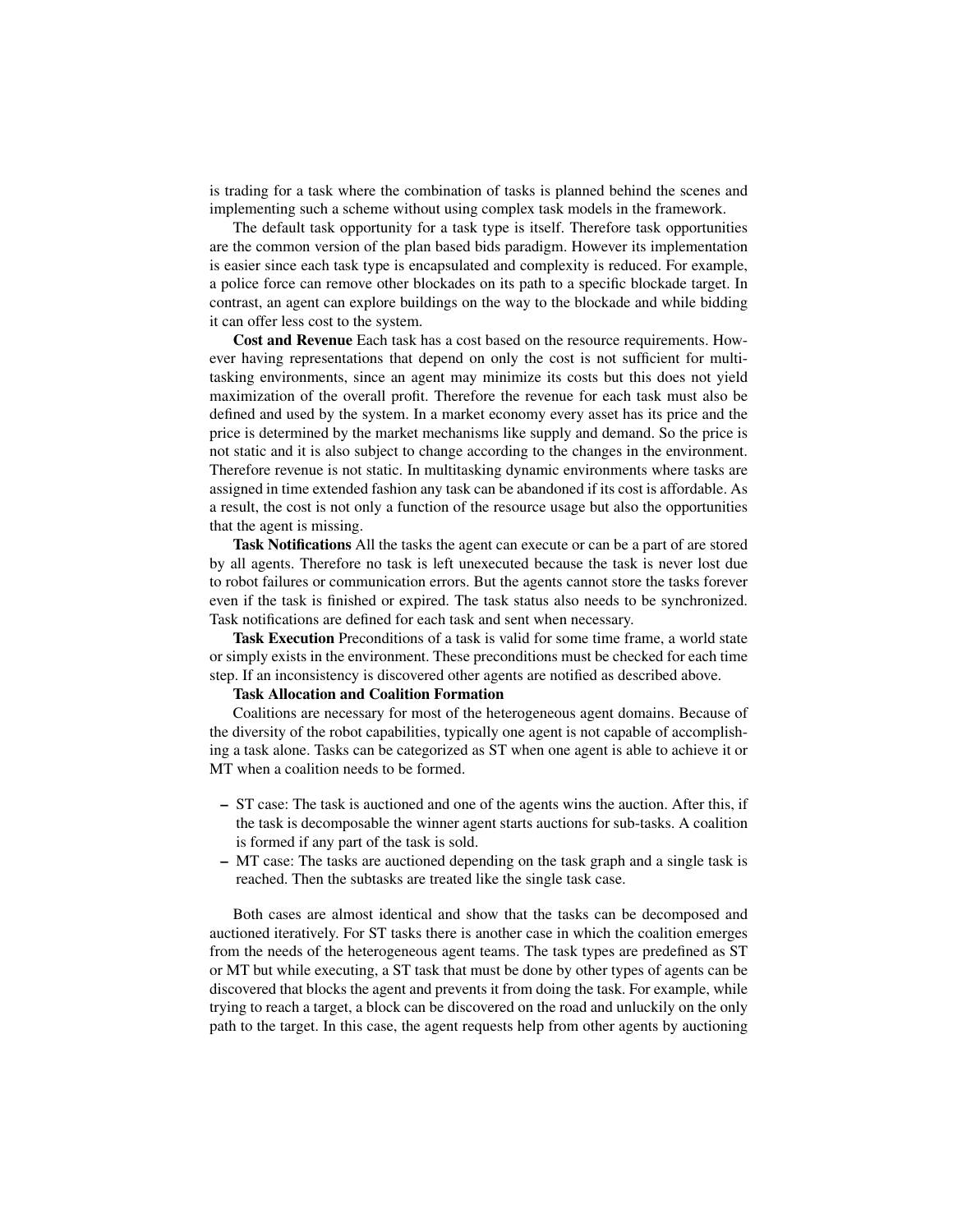is trading for a task where the combination of tasks is planned behind the scenes and implementing such a scheme without using complex task models in the framework.

The default task opportunity for a task type is itself. Therefore task opportunities are the common version of the plan based bids paradigm. However its implementation is easier since each task type is encapsulated and complexity is reduced. For example, a police force can remove other blockades on its path to a specific blockade target. In contrast, an agent can explore buildings on the way to the blockade and while bidding it can offer less cost to the system.

**Cost and Revenue** Each task has a cost based on the resource requirements. However having representations that depend on only the cost is not sufficient for multi-tasking environments, since an agent may minimize its costs but this does not yield maximization of the overall profit. Therefore the revenue for each task must also be defined and used by the system. In a market economy every asset has its price and the price is determined by the market mechanisms like supply and demand. So the price is not static and it is also subject to change according to the changes in the environment. Therefore revenue is not static. In multitasking dynamic environments where tasks are assigned in time extended fashion any task can be abandoned if its cost is affordable. As a result, the cost is not only a function of the resource usage but also the opportunities that the agent is missing.

**Task Notifications** All the tasks the agent can execute or can be a part of are stored by all agents. Therefore no task is left unexecuted because the task is never lost due to robot failures or communication errors. But the agents cannot store the tasks forever even if the task is finished or expired. The task status also needs to be synchronized. Task notifications are defined for each task and sent when necessary.

**Task Execution** Preconditions of a task is valid for some time frame, a world state or simply exists in the environment. These preconditions must be checked for each time step. If an inconsistency is discovered other agents are notified as described above.

**Task Allocation and Coalition Formation**

Coalitions are necessary for most of the heterogeneous agent domains. Because of the diversity of the robot capabilities, typically one agent is not capable of accomplishing a task alone. Tasks can be categorized as ST when one agent is able to achieve it or MT when a coalition needs to be formed.

- ST case: The task is auctioned and one of the agents wins the auction. After this, if the task is decomposable the winner agent starts auctions for sub-tasks. A coalition is formed if any part of the task is sold.
- MT case: The tasks are auctioned depending on the task graph and a single task is reached. Then the subtasks are treated like the single task case.

Both cases are almost identical and show that the tasks can be decomposed and auctioned iteratively. For ST tasks there is another case in which the coalition emerges from the needs of the heterogeneous agent teams. The task types are predefined as ST or MT but while executing, a ST task that must be done by other types of agents can be discovered that blocks the agent and prevents it from doing the task. For example, while trying to reach a target, a block can be discovered on the road and unluckily on the only path to the target. In this case, the agent requests help from other agents by auctioning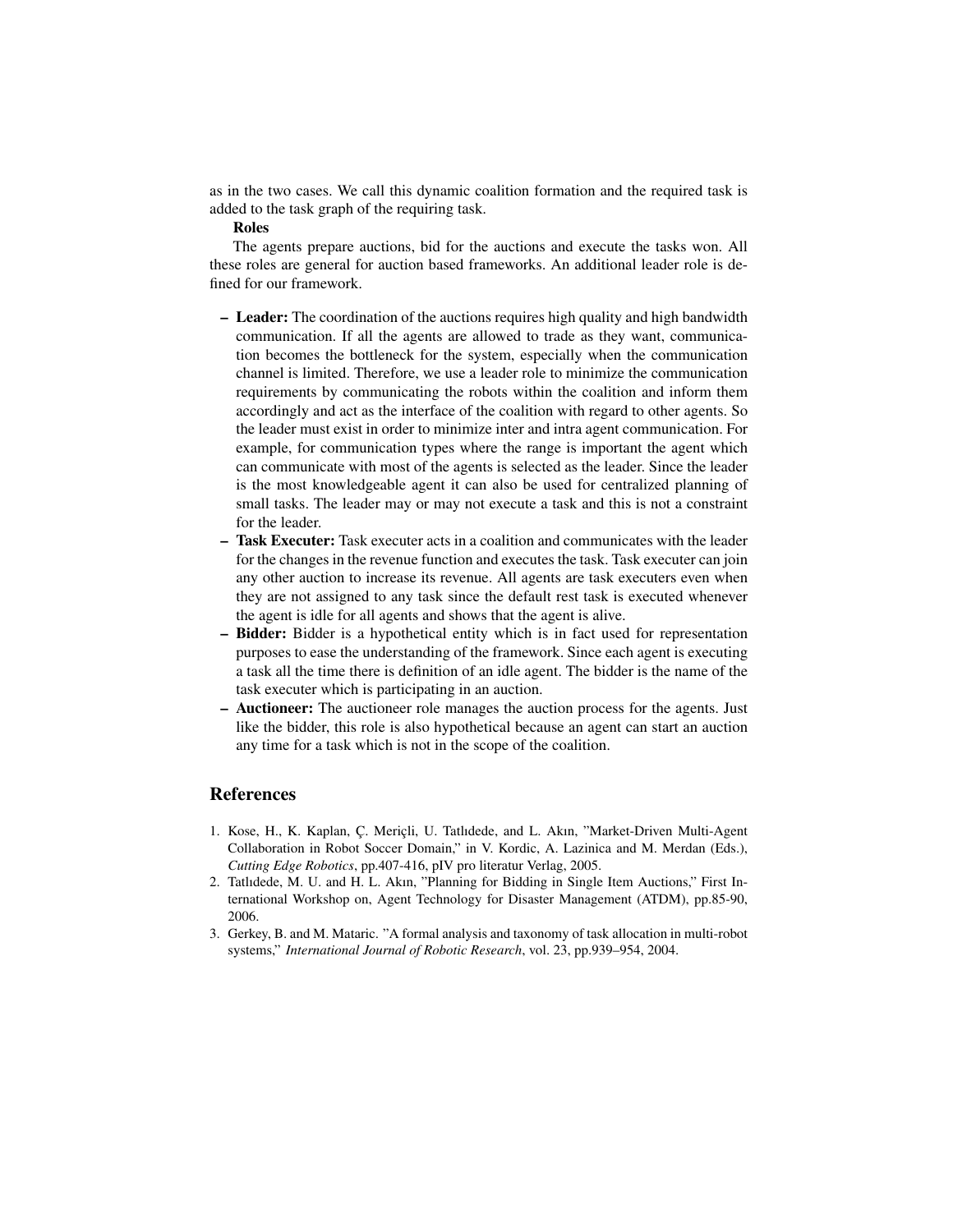as in the two cases. We call this dynamic coalition formation and the required task is added to the task graph of the requiring task.

**Roles**

The agents prepare auctions, bid for the auctions and execute the tasks won. All these roles are general for auction based frameworks. An additional leader role is defined for our framework.

- **Leader:** The coordination of the auctions requires high quality and high bandwidth communication. If all the agents are allowed to trade as they want, communication becomes the bottleneck for the system, especially when the communication channel is limited. Therefore, we use a leader role to minimize the communication requirements by communicating the robots within the coalition and inform them accordingly and act as the interface of the coalition with regard to other agents. So the leader must exist in order to minimize inter and intra agent communication. For example, for communication types where the range is important the agent which can communicate with most of the agents is selected as the leader. Since the leader is the most knowledgeable agent it can also be used for centralized planning of small tasks. The leader may or may not execute a task and this is not a constraint for the leader.
- **Task Executer:** Task executer acts in a coalition and communicates with the leader for the changes in the revenue function and executes the task. Task executer can join any other auction to increase its revenue. All agents are task executers even when they are not assigned to any task since the default rest task is executed whenever the agent is idle for all agents and shows that the agent is alive.
- **Bidder:** Bidder is a hypothetical entity which is in fact used for representation purposes to ease the understanding of the framework. Since each agent is executing a task all the time there is definition of an idle agent. The bidder is the name of the task executer which is participating in an auction.
- **Auctioneer:** The auctioneer role manages the auction process for the agents. Just like the bidder, this role is also hypothetical because an agent can start an auction any time for a task which is not in the scope of the coalition.

## References

1. Kose, H., K. Kaplan, Ç. Meriçli, U. Tatlıdede, and L. Akın, "Market-Driven Multi-Agent Collaboration in Robot Soccer Domain," in V. Kordic, A. Lazinica and M. Merdan (Eds.), *Cutting Edge Robotics*, pp.407-416, pIV pro literatur Verlag, 2005.
2. Tatlıdede, M. U. and H. L. Akın, "Planning for Bidding in Single Item Auctions," First International Workshop on, Agent Technology for Disaster Management (ATDM), pp.85-90, 2006.
3. Gerkey, B. and M. Mataric. "A formal analysis and taxonomy of task allocation in multi-robot systems," *International Journal of Robotic Research*, vol. 23, pp.939–954, 2004.